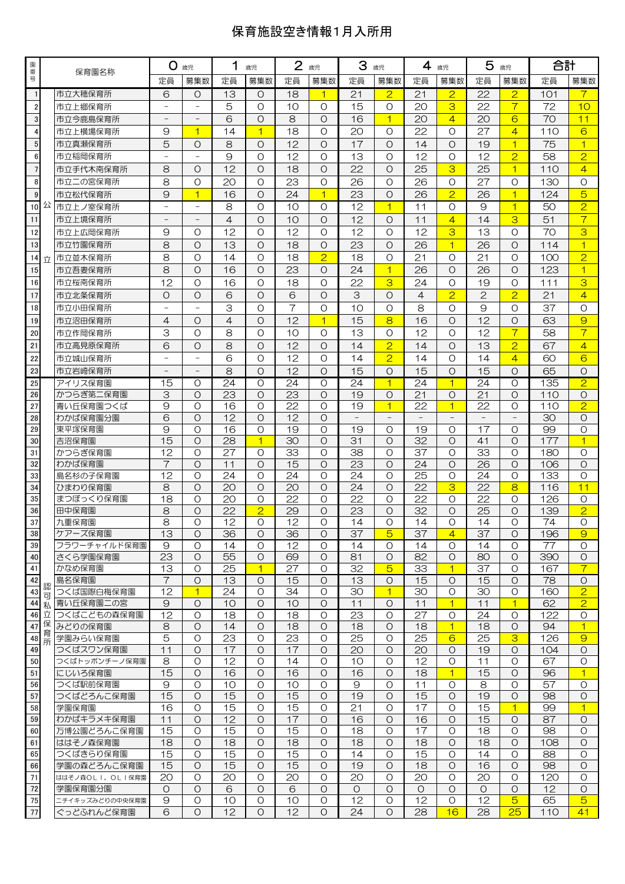# 保育施設空き情報1月入所用

| 園番号 | | 保育園名称 | 0歳児 | | 1歳児 | | 2歳児 | | 3歳児 | | 4歳児 | | 5歳児 | | 合計 | |
|---|---|---|---|---|---|---|---|---|---|---|---|---|---|---|---|---|
| | | | 定員 | 募集数 | 定員 | 募集数 | 定員 | 募集数 | 定員 | 募集数 | 定員 | 募集数 | 定員 | 募集数 | 定員 | 募集数 |
| 1 | 公立 | 市立大穂保育所 | 6 | 0 | 13 | 0 | 18 | 1 | 21 | 2 | 21 | 2 | 22 | 2 | 101 | 7 |
| 2 | 公立 | 市立上郷保育所 | – | – | 5 | 0 | 10 | 0 | 15 | 0 | 20 | 3 | 22 | 7 | 72 | 10 |
| 3 | 公立 | 市立今鹿島保育所 | – | – | 6 | 0 | 8 | 0 | 16 | 1 | 20 | 4 | 20 | 6 | 70 | 11 |
| 4 | 公立 | 市立上横場保育所 | 9 | 1 | 14 | 1 | 18 | 0 | 20 | 0 | 22 | 0 | 27 | 4 | 110 | 6 |
| 5 | 公立 | 市立真瀬保育所 | 5 | 0 | 8 | 0 | 12 | 0 | 17 | 0 | 14 | 0 | 19 | 1 | 75 | 1 |
| 6 | 公立 | 市立稲岡保育所 | – | – | 9 | 0 | 12 | 0 | 13 | 0 | 12 | 0 | 12 | 2 | 58 | 2 |
| 7 | 公立 | 市立手代木南保育所 | 8 | 0 | 12 | 0 | 18 | 0 | 22 | 0 | 25 | 3 | 25 | 1 | 110 | 4 |
| 8 | 公立 | 市立二の宮保育所 | 8 | 0 | 20 | 0 | 23 | 0 | 26 | 0 | 26 | 0 | 27 | 0 | 130 | 0 |
| 9 | 公立 | 市立松代保育所 | 9 | 1 | 16 | 0 | 24 | 1 | 23 | 0 | 26 | 2 | 26 | 1 | 124 | 5 |
| 10 | 公立 | 市立上ノ室保育所 | – | – | 8 | 0 | 10 | 0 | 12 | 1 | 11 | 0 | 9 | 1 | 50 | 2 |
| 11 | 公立 | 市立上境保育所 | – | – | 4 | 0 | 10 | 0 | 12 | 0 | 11 | 4 | 14 | 3 | 51 | 7 |
| 12 | 公立 | 市立上広岡保育所 | 9 | 0 | 12 | 0 | 12 | 0 | 12 | 0 | 12 | 3 | 13 | 0 | 70 | 3 |
| 13 | 公立 | 市立竹園保育所 | 8 | 0 | 13 | 0 | 18 | 0 | 23 | 0 | 26 | 1 | 26 | 0 | 114 | 1 |
| 14 | 公立 | 市立並木保育所 | 8 | 0 | 14 | 0 | 18 | 2 | 18 | 0 | 21 | 0 | 21 | 0 | 100 | 2 |
| 15 | 公立 | 市立吾妻保育所 | 8 | 0 | 16 | 0 | 23 | 0 | 24 | 1 | 26 | 0 | 26 | 0 | 123 | 1 |
| 16 | 公立 | 市立桜南保育所 | 12 | 0 | 16 | 0 | 18 | 0 | 22 | 3 | 24 | 0 | 19 | 0 | 111 | 3 |
| 17 | 公立 | 市立北条保育所 | 0 | 0 | 6 | 0 | 6 | 0 | 3 | 0 | 4 | 2 | 2 | 2 | 21 | 4 |
| 18 | 公立 | 市立小田保育所 | – | – | 3 | 0 | 7 | 0 | 10 | 0 | 8 | 0 | 9 | 0 | 37 | 0 |
| 19 | 公立 | 市立沼田保育所 | 4 | 0 | 4 | 0 | 12 | 1 | 15 | 8 | 16 | 0 | 12 | 0 | 63 | 9 |
| 20 | 公立 | 市立作岡保育所 | 3 | 0 | 8 | 0 | 10 | 0 | 13 | 0 | 12 | 0 | 12 | 7 | 58 | 7 |
| 21 | 公立 | 市立高見原保育所 | 6 | 0 | 8 | 0 | 12 | 0 | 14 | 2 | 14 | 0 | 13 | 2 | 67 | 4 |
| 22 | 公立 | 市立城山保育所 | – | – | 6 | 0 | 12 | 0 | 14 | 2 | 14 | 0 | 14 | 4 | 60 | 6 |
| 23 | 公立 | 市立岩崎保育所 | – | – | 8 | 0 | 12 | 0 | 15 | 0 | 15 | 0 | 15 | 0 | 65 | 0 |
| 25 | 認可私立保育所 | アイリス保育園 | 15 | 0 | 24 | 0 | 24 | 0 | 24 | 1 | 24 | 1 | 24 | 0 | 135 | 2 |
| 26 | 認可私立保育所 | かつらぎ第二保育園 | 3 | 0 | 23 | 0 | 23 | 0 | 19 | 0 | 21 | 0 | 21 | 0 | 110 | 0 |
| 27 | 認可私立保育所 | 青い丘保育園つくば | 9 | 0 | 16 | 0 | 22 | 0 | 19 | 1 | 22 | 1 | 22 | 0 | 110 | 2 |
| 28 | 認可私立保育所 | わかば保育園分園 | 6 | 0 | 12 | 0 | 12 | 0 | – | – | – | – | – | – | 30 | 0 |
| 29 | 認可私立保育所 | 東平塚保育園 | 9 | 0 | 16 | 0 | 19 | 0 | 19 | 0 | 19 | 0 | 17 | 0 | 99 | 0 |
| 30 | 認可私立保育所 | 吉沼保育園 | 15 | 0 | 28 | 1 | 30 | 0 | 31 | 0 | 32 | 0 | 41 | 0 | 177 | 1 |
| 31 | 認可私立保育所 | かつらぎ保育園 | 12 | 0 | 27 | 0 | 33 | 0 | 38 | 0 | 37 | 0 | 33 | 0 | 180 | 0 |
| 32 | 認可私立保育所 | わかば保育園 | 7 | 0 | 11 | 0 | 15 | 0 | 23 | 0 | 24 | 0 | 26 | 0 | 106 | 0 |
| 33 | 認可私立保育所 | 島名杉の子保育園 | 12 | 0 | 24 | 0 | 24 | 0 | 24 | 0 | 25 | 0 | 24 | 0 | 133 | 0 |
| 34 | 認可私立保育所 | ひまわり保育園 | 8 | 0 | 20 | 0 | 20 | 0 | 24 | 0 | 22 | 3 | 22 | 8 | 116 | 11 |
| 35 | 認可私立保育所 | まつぼっくり保育園 | 18 | 0 | 20 | 0 | 22 | 0 | 22 | 0 | 22 | 0 | 22 | 0 | 126 | 0 |
| 36 | 認可私立保育所 | 田中保育園 | 8 | 0 | 22 | 2 | 29 | 0 | 23 | 0 | 32 | 0 | 25 | 0 | 139 | 2 |
| 37 | 認可私立保育所 | 九重保育園 | 8 | 0 | 12 | 0 | 12 | 0 | 14 | 0 | 14 | 0 | 14 | 0 | 74 | 0 |
| 38 | 認可私立保育所 | ケアーズ保育園 | 13 | 0 | 36 | 0 | 36 | 0 | 37 | 5 | 37 | 4 | 37 | 0 | 196 | 9 |
| 39 | 認可私立保育所 | フラワーチャイルド保育園 | 9 | 0 | 14 | 0 | 12 | 0 | 14 | 0 | 14 | 0 | 14 | 0 | 77 | 0 |
| 40 | 認可私立保育所 | さくら学園保育園 | 23 | 0 | 55 | 0 | 69 | 0 | 81 | 0 | 82 | 0 | 80 | 0 | 390 | 0 |
| 41 | 認可私立保育所 | かなめ保育園 | 13 | 0 | 25 | 1 | 27 | 0 | 32 | 5 | 33 | 1 | 37 | 0 | 167 | 7 |
| 42 | 認可私立保育所 | 島名保育園 | 7 | 0 | 13 | 0 | 15 | 0 | 13 | 0 | 15 | 0 | 15 | 0 | 78 | 0 |
| 43 | 認可私立保育所 | つくば国際白梅保育園 | 12 | 1 | 24 | 0 | 34 | 0 | 30 | 1 | 30 | 0 | 30 | 0 | 160 | 2 |
| 44 | 認可私立保育所 | 青い丘保育園二の宮 | 9 | 0 | 10 | 0 | 10 | 0 | 11 | 0 | 11 | 1 | 11 | 1 | 62 | 2 |
| 46 | 認可私立保育所 | つくばこどもの森保育園 | 12 | 0 | 18 | 0 | 18 | 0 | 23 | 0 | 27 | 0 | 24 | 0 | 122 | 0 |
| 47 | 認可私立保育所 | みどりの保育園 | 8 | 0 | 14 | 0 | 18 | 0 | 18 | 0 | 18 | 1 | 18 | 0 | 94 | 1 |
| 48 | 認可私立保育所 | 学園みらい保育園 | 5 | 0 | 23 | 0 | 23 | 0 | 25 | 0 | 25 | 6 | 25 | 3 | 126 | 9 |
| 49 | 認可私立保育所 | つくばスワン保育園 | 11 | 0 | 17 | 0 | 17 | 0 | 20 | 0 | 20 | 0 | 19 | 0 | 104 | 0 |
| 50 | 認可私立保育所 | つくばトッポンチーノ保育園 | 8 | 0 | 12 | 0 | 14 | 0 | 10 | 0 | 12 | 0 | 11 | 0 | 67 | 0 |
| 51 | 認可私立保育所 | にじいろ保育園 | 15 | 0 | 16 | 0 | 16 | 0 | 16 | 0 | 18 | 1 | 15 | 0 | 96 | 1 |
| 56 | 認可私立保育所 | つくば駅前保育園 | 9 | 0 | 10 | 0 | 10 | 0 | 9 | 0 | 11 | 0 | 8 | 0 | 57 | 0 |
| 57 | 認可私立保育所 | つくばどろんこ保育園 | 15 | 0 | 15 | 0 | 15 | 0 | 19 | 0 | 15 | 0 | 19 | 0 | 98 | 0 |
| 58 | 認可私立保育所 | 学園保育園 | 16 | 0 | 15 | 0 | 15 | 0 | 21 | 0 | 17 | 0 | 15 | 1 | 99 | 1 |
| 59 | 認可私立保育所 | わかばキラメキ保育園 | 11 | 0 | 12 | 0 | 17 | 0 | 16 | 0 | 16 | 0 | 15 | 0 | 87 | 0 |
| 60 | 認可私立保育所 | 万博公園どろんこ保育園 | 15 | 0 | 15 | 0 | 15 | 0 | 18 | 0 | 17 | 0 | 18 | 0 | 98 | 0 |
| 61 | 認可私立保育所 | ははそノ森保育園 | 18 | 0 | 18 | 0 | 18 | 0 | 18 | 0 | 18 | 0 | 18 | 0 | 108 | 0 |
| 65 | 認可私立保育所 | つくばきらり保育園 | 15 | 0 | 15 | 0 | 15 | 0 | 14 | 0 | 15 | 0 | 14 | 0 | 88 | 0 |
| 66 | 認可私立保育所 | 学園の森どろんこ保育園 | 15 | 0 | 15 | 0 | 15 | 0 | 19 | 0 | 18 | 0 | 16 | 0 | 98 | 0 |
| 71 | 認可私立保育所 | ははそノ森OLI、OLI保育園 | 20 | 0 | 20 | 0 | 20 | 0 | 20 | 0 | 20 | 0 | 20 | 0 | 120 | 0 |
| 72 | 認可私立保育所 | 学園保育園分園 | 0 | 0 | 6 | 0 | 6 | 0 | 0 | 0 | 0 | 0 | 0 | 0 | 12 | 0 |
| 75 | 認可私立保育所 | ニチイキッズみどりの中央保育園 | 9 | 0 | 10 | 0 | 10 | 0 | 12 | 0 | 12 | 0 | 12 | 5 | 65 | 5 |
| 77 | 認可私立保育所 | ぐっどふれんど保育園 | 6 | 0 | 12 | 0 | 12 | 0 | 24 | 0 | 28 | 16 | 28 | 25 | 110 | 41 |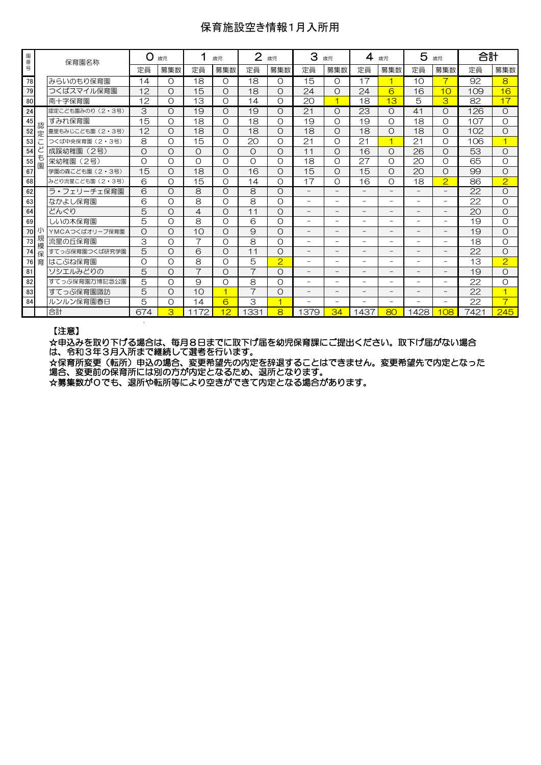# 保育施設空き情報1月入所用

| 園番号 | | 保育園名称 | 0歳児 | | 1歳児 | | 2歳児 | | 3歳児 | | 4歳児 | | 5歳児 | | 合計 | |
|---|---|---|---|---|---|---|---|---|---|---|---|---|---|---|---|---|
| | | | 定員 | 募集数 | 定員 | 募集数 | 定員 | 募集数 | 定員 | 募集数 | 定員 | 募集数 | 定員 | 募集数 | 定員 | 募集数 |
| 78 | | みらいのもり保育園 | 14 | 0 | 18 | 0 | 18 | 0 | 15 | 0 | 17 | 1 | 10 | 7 | 92 | 8 |
| 79 | | つくばスマイル保育園 | 12 | 0 | 15 | 0 | 18 | 0 | 24 | 0 | 24 | 6 | 16 | 10 | 109 | 16 |
| 80 | | 南十字保育園 | 12 | 0 | 13 | 0 | 14 | 0 | 20 | 1 | 18 | 13 | 5 | 3 | 82 | 17 |
| 24 | 認定こども園 | 認定こども園みのり（2・3号） | 3 | 0 | 19 | 0 | 19 | 0 | 21 | 0 | 23 | 0 | 41 | 0 | 126 | 0 |
| 45 | 認定こども園 | すみれ保育園 | 15 | 0 | 18 | 0 | 18 | 0 | 19 | 0 | 19 | 0 | 18 | 0 | 107 | 0 |
| 52 | 認定こども園 | 豊里もみじこども園（2・3号） | 12 | 0 | 18 | 0 | 18 | 0 | 18 | 0 | 18 | 0 | 18 | 0 | 102 | 0 |
| 53 | 認定こども園 | つくば中央保育園（2・3号） | 8 | 0 | 15 | 0 | 20 | 0 | 21 | 0 | 21 | 1 | 21 | 0 | 106 | 1 |
| 54 | 認定こども園 | 成蹊幼稚園（2号） | 0 | 0 | 0 | 0 | 0 | 0 | 11 | 0 | 16 | 0 | 26 | 0 | 53 | 0 |
| 55 | 認定こども園 | 栄幼稚園（2号） | 0 | 0 | 0 | 0 | 0 | 0 | 18 | 0 | 27 | 0 | 20 | 0 | 65 | 0 |
| 67 | 認定こども園 | 学園の森こども園（2・3号） | 15 | 0 | 18 | 0 | 16 | 0 | 15 | 0 | 15 | 0 | 20 | 0 | 99 | 0 |
| 68 | 認定こども園 | みどり流星こども園（2・3号） | 6 | 0 | 15 | 0 | 14 | 0 | 17 | 0 | 16 | 0 | 18 | 2 | 86 | 2 |
| 62 | 小規模保育 | ラ・フェリーチェ保育園 | 6 | 0 | 8 | 0 | 8 | 0 | － | － | － | － | － | － | 22 | 0 |
| 63 | 小規模保育 | なかよし保育園 | 6 | 0 | 8 | 0 | 8 | 0 | － | － | － | － | － | － | 22 | 0 |
| 64 | 小規模保育 | どんぐり | 5 | 0 | 4 | 0 | 11 | 0 | － | － | － | － | － | － | 20 | 0 |
| 69 | 小規模保育 | しいの木保育園 | 5 | 0 | 8 | 0 | 6 | 0 | － | － | － | － | － | － | 19 | 0 |
| 70 | 小規模保育 | YMCAつくばオリーブ保育園 | 0 | 0 | 10 | 0 | 9 | 0 | － | － | － | － | － | － | 19 | 0 |
| 73 | 小規模保育 | 流星の丘保育園 | 3 | 0 | 7 | 0 | 8 | 0 | － | － | － | － | － | － | 18 | 0 |
| 74 | 小規模保育 | すてっぷ保育園つくば研究学園 | 5 | 0 | 6 | 0 | 11 | 0 | － | － | － | － | － | － | 22 | 0 |
| 76 | 小規模保育 | はこぶね保育園 | 0 | 0 | 8 | 0 | 5 | 2 | － | － | － | － | － | － | 13 | 2 |
| 81 | 小規模保育 | ソシエルみどりの | 5 | 0 | 7 | 0 | 7 | 0 | － | － | － | － | － | － | 19 | 0 |
| 82 | 小規模保育 | すてっぷ保育園万博記念公園 | 5 | 0 | 9 | 0 | 8 | 0 | － | － | － | － | － | － | 22 | 0 |
| 83 | 小規模保育 | すてっぷ保育園諏訪 | 5 | 0 | 10 | 1 | 7 | 0 | － | － | － | － | － | － | 22 | 1 |
| 84 | 小規模保育 | ルンルン保育園春日 | 5 | 0 | 14 | 6 | 3 | 1 | － | － | － | － | － | － | 22 | 7 |
| | | 合計 | 674 | 3 | 1172 | 12 | 1331 | 8 | 1379 | 34 | 1437 | 80 | 1428 | 108 | 7421 | 245 |

【注意】

☆申込みを取り下げる場合は、毎月８日までに取下げ届を幼児保育課にご提出ください。取下げ届がない場合は、令和３年３月入所まで継続して選考を行います。

☆保育所変更（転所）申込の場合、変更希望先の内定を辞退することはできません。変更希望先で内定となった場合、変更前の保育所には別の方が内定となるため、退所となります。

☆募集数が0でも、退所や転所等により空きができて内定となる場合があります。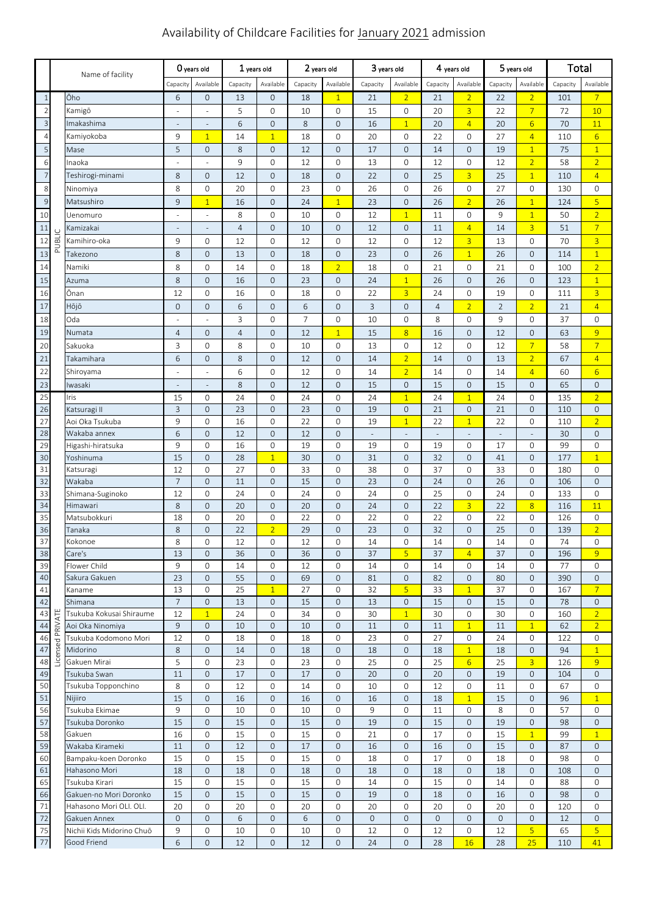# Availability of Childcare Facilities for January 2021 admission

| | | Name of facility | 0 years old | | 1 years old | | 2 years old | | 3 years old | | 4 years old | | 5 years old | | Total | |
|---|---|---|---|---|---|---|---|---|---|---|---|---|---|---|---|---|
| | | | Capacity | Available | Capacity | Available | Capacity | Available | Capacity | Available | Capacity | Available | Capacity | Available | Capacity | Available |
| 1 | PUBLIC | Ōho | 6 | 0 | 13 | 0 | 18 | 1 | 21 | 2 | 21 | 2 | 22 | 2 | 101 | 7 |
| 2 | | Kamigō | - | - | 5 | 0 | 10 | 0 | 15 | 0 | 20 | 3 | 22 | 7 | 72 | 10 |
| 3 | | Imakashima | - | - | 6 | 0 | 8 | 0 | 16 | 1 | 20 | 4 | 20 | 6 | 70 | 11 |
| 4 | | Kamiyokoba | 9 | 1 | 14 | 1 | 18 | 0 | 20 | 0 | 22 | 0 | 27 | 4 | 110 | 6 |
| 5 | | Mase | 5 | 0 | 8 | 0 | 12 | 0 | 17 | 0 | 14 | 0 | 19 | 1 | 75 | 1 |
| 6 | | Inaoka | - | - | 9 | 0 | 12 | 0 | 13 | 0 | 12 | 0 | 12 | 2 | 58 | 2 |
| 7 | | Teshirogi-minami | 8 | 0 | 12 | 0 | 18 | 0 | 22 | 0 | 25 | 3 | 25 | 1 | 110 | 4 |
| 8 | | Ninomiya | 8 | 0 | 20 | 0 | 23 | 0 | 26 | 0 | 26 | 0 | 27 | 0 | 130 | 0 |
| 9 | | Matsushiro | 9 | 1 | 16 | 0 | 24 | 1 | 23 | 0 | 26 | 2 | 26 | 1 | 124 | 5 |
| 10 | | Uenomuro | - | - | 8 | 0 | 10 | 0 | 12 | 1 | 11 | 0 | 9 | 1 | 50 | 2 |
| 11 | | Kamizakai | - | - | 4 | 0 | 10 | 0 | 12 | 0 | 11 | 4 | 14 | 3 | 51 | 7 |
| 12 | | Kamihiro-oka | 9 | 0 | 12 | 0 | 12 | 0 | 12 | 0 | 12 | 3 | 13 | 0 | 70 | 3 |
| 13 | | Takezono | 8 | 0 | 13 | 0 | 18 | 0 | 23 | 0 | 26 | 1 | 26 | 0 | 114 | 1 |
| 14 | | Namiki | 8 | 0 | 14 | 0 | 18 | 2 | 18 | 0 | 21 | 0 | 21 | 0 | 100 | 2 |
| 15 | | Azuma | 8 | 0 | 16 | 0 | 23 | 0 | 24 | 1 | 26 | 0 | 26 | 0 | 123 | 1 |
| 16 | | Ōnan | 12 | 0 | 16 | 0 | 18 | 0 | 22 | 3 | 24 | 0 | 19 | 0 | 111 | 3 |
| 17 | | Hōjō | 0 | 0 | 6 | 0 | 6 | 0 | 3 | 0 | 4 | 2 | 2 | 2 | 21 | 4 |
| 18 | | Oda | - | - | 3 | 0 | 7 | 0 | 10 | 0 | 8 | 0 | 9 | 0 | 37 | 0 |
| 19 | | Numata | 4 | 0 | 4 | 0 | 12 | 1 | 15 | 8 | 16 | 0 | 12 | 0 | 63 | 9 |
| 20 | | Sakuoka | 3 | 0 | 8 | 0 | 10 | 0 | 13 | 0 | 12 | 0 | 12 | 7 | 58 | 7 |
| 21 | | Takamihara | 6 | 0 | 8 | 0 | 12 | 0 | 14 | 2 | 14 | 0 | 13 | 2 | 67 | 4 |
| 22 | | Shiroyama | - | - | 6 | 0 | 12 | 0 | 14 | 2 | 14 | 0 | 14 | 4 | 60 | 6 |
| 23 | | Iwasaki | - | - | 8 | 0 | 12 | 0 | 15 | 0 | 15 | 0 | 15 | 0 | 65 | 0 |
| 25 | Licensed PRIVATE | Iris | 15 | 0 | 24 | 0 | 24 | 0 | 24 | 1 | 24 | 1 | 24 | 0 | 135 | 2 |
| 26 | | Katsuragi II | 3 | 0 | 23 | 0 | 23 | 0 | 19 | 0 | 21 | 0 | 21 | 0 | 110 | 0 |
| 27 | | Aoi Oka Tsukuba | 9 | 0 | 16 | 0 | 22 | 0 | 19 | 1 | 22 | 1 | 22 | 0 | 110 | 2 |
| 28 | | Wakaba annex | 6 | 0 | 12 | 0 | 12 | 0 | - | - | - | - | - | - | 30 | 0 |
| 29 | | Higashi-hiratsuka | 9 | 0 | 16 | 0 | 19 | 0 | 19 | 0 | 19 | 0 | 17 | 0 | 99 | 0 |
| 30 | | Yoshinuma | 15 | 0 | 28 | 1 | 30 | 0 | 31 | 0 | 32 | 0 | 41 | 0 | 177 | 1 |
| 31 | | Katsuragi | 12 | 0 | 27 | 0 | 33 | 0 | 38 | 0 | 37 | 0 | 33 | 0 | 180 | 0 |
| 32 | | Wakaba | 7 | 0 | 11 | 0 | 15 | 0 | 23 | 0 | 24 | 0 | 26 | 0 | 106 | 0 |
| 33 | | Shimana-Suginoko | 12 | 0 | 24 | 0 | 24 | 0 | 24 | 0 | 25 | 0 | 24 | 0 | 133 | 0 |
| 34 | | Himawari | 8 | 0 | 20 | 0 | 20 | 0 | 24 | 0 | 22 | 3 | 22 | 8 | 116 | 11 |
| 35 | | Matsubokkuri | 18 | 0 | 20 | 0 | 22 | 0 | 22 | 0 | 22 | 0 | 22 | 0 | 126 | 0 |
| 36 | | Tanaka | 8 | 0 | 22 | 2 | 29 | 0 | 23 | 0 | 32 | 0 | 25 | 0 | 139 | 2 |
| 37 | | Kokonoe | 8 | 0 | 12 | 0 | 12 | 0 | 14 | 0 | 14 | 0 | 14 | 0 | 74 | 0 |
| 38 | | Care's | 13 | 0 | 36 | 0 | 36 | 0 | 37 | 5 | 37 | 4 | 37 | 0 | 196 | 9 |
| 39 | | Flower Child | 9 | 0 | 14 | 0 | 12 | 0 | 14 | 0 | 14 | 0 | 14 | 0 | 77 | 0 |
| 40 | | Sakura Gakuen | 23 | 0 | 55 | 0 | 69 | 0 | 81 | 0 | 82 | 0 | 80 | 0 | 390 | 0 |
| 41 | | Kaname | 13 | 0 | 25 | 1 | 27 | 0 | 32 | 5 | 33 | 1 | 37 | 0 | 167 | 7 |
| 42 | | Shimana | 7 | 0 | 13 | 0 | 15 | 0 | 13 | 0 | 15 | 0 | 15 | 0 | 78 | 0 |
| 43 | | Tsukuba Kokusai Shiraume | 12 | 1 | 24 | 0 | 34 | 0 | 30 | 1 | 30 | 0 | 30 | 0 | 160 | 2 |
| 44 | | Aoi Oka Ninomiya | 9 | 0 | 10 | 0 | 10 | 0 | 11 | 0 | 11 | 1 | 11 | 1 | 62 | 2 |
| 46 | | Tsukuba Kodomono Mori | 12 | 0 | 18 | 0 | 18 | 0 | 23 | 0 | 27 | 0 | 24 | 0 | 122 | 0 |
| 47 | | Midorino | 8 | 0 | 14 | 0 | 18 | 0 | 18 | 0 | 18 | 1 | 18 | 0 | 94 | 1 |
| 48 | | Gakuen Mirai | 5 | 0 | 23 | 0 | 23 | 0 | 25 | 0 | 25 | 6 | 25 | 3 | 126 | 9 |
| 49 | | Tsukuba Swan | 11 | 0 | 17 | 0 | 17 | 0 | 20 | 0 | 20 | 0 | 19 | 0 | 104 | 0 |
| 50 | | Tsukuba Topponchino | 8 | 0 | 12 | 0 | 14 | 0 | 10 | 0 | 12 | 0 | 11 | 0 | 67 | 0 |
| 51 | | Nijiiro | 15 | 0 | 16 | 0 | 16 | 0 | 16 | 0 | 18 | 1 | 15 | 0 | 96 | 1 |
| 56 | | Tsukuba Ekimae | 9 | 0 | 10 | 0 | 10 | 0 | 9 | 0 | 11 | 0 | 8 | 0 | 57 | 0 |
| 57 | | Tsukuba Doronko | 15 | 0 | 15 | 0 | 15 | 0 | 19 | 0 | 15 | 0 | 19 | 0 | 98 | 0 |
| 58 | | Gakuen | 16 | 0 | 15 | 0 | 15 | 0 | 21 | 0 | 17 | 0 | 15 | 1 | 99 | 1 |
| 59 | | Wakaba Kirameki | 11 | 0 | 12 | 0 | 17 | 0 | 16 | 0 | 16 | 0 | 15 | 0 | 87 | 0 |
| 60 | | Bampaku-koen Doronko | 15 | 0 | 15 | 0 | 15 | 0 | 18 | 0 | 17 | 0 | 18 | 0 | 98 | 0 |
| 61 | | Hahasono Mori | 18 | 0 | 18 | 0 | 18 | 0 | 18 | 0 | 18 | 0 | 18 | 0 | 108 | 0 |
| 65 | | Tsukuba Kirari | 15 | 0 | 15 | 0 | 15 | 0 | 14 | 0 | 15 | 0 | 14 | 0 | 88 | 0 |
| 66 | | Gakuen-no Mori Doronko | 15 | 0 | 15 | 0 | 15 | 0 | 19 | 0 | 18 | 0 | 16 | 0 | 98 | 0 |
| 71 | | Hahasono Mori OLI. OLI. | 20 | 0 | 20 | 0 | 20 | 0 | 20 | 0 | 20 | 0 | 20 | 0 | 120 | 0 |
| 72 | | Gakuen Annex | 0 | 0 | 6 | 0 | 6 | 0 | 0 | 0 | 0 | 0 | 0 | 0 | 12 | 0 |
| 75 | | Nichii Kids Midorino Chuō | 9 | 0 | 10 | 0 | 10 | 0 | 12 | 0 | 12 | 0 | 12 | 5 | 65 | 5 |
| 77 | | Good Friend | 6 | 0 | 12 | 0 | 12 | 0 | 24 | 0 | 28 | 16 | 28 | 25 | 110 | 41 |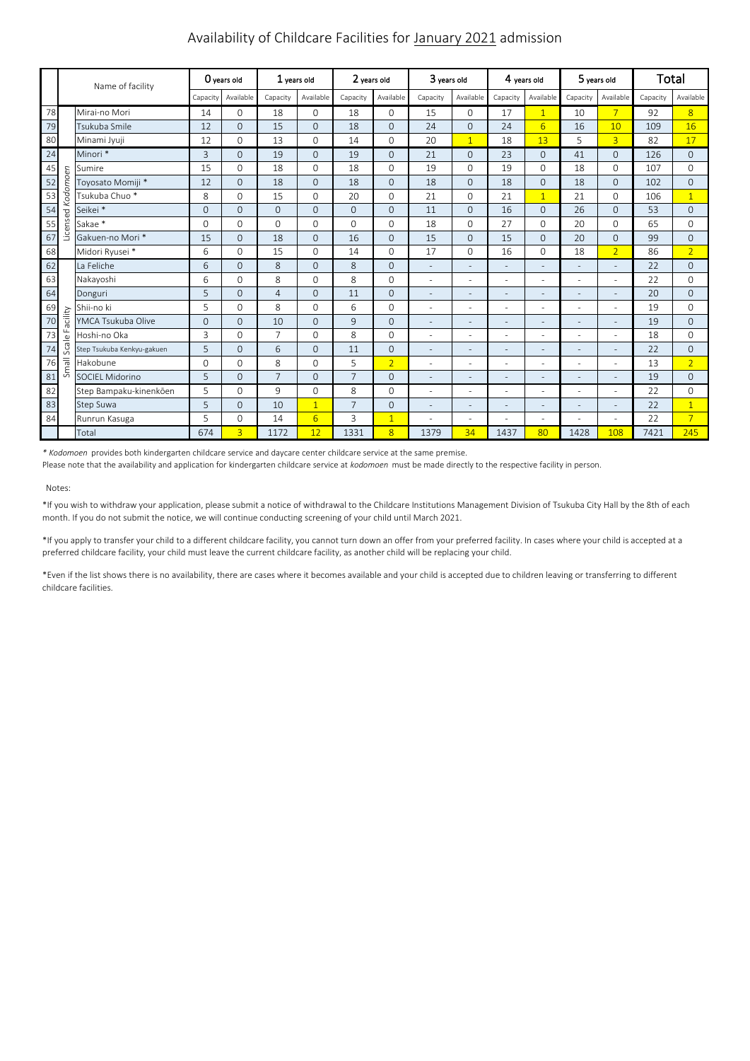# Availability of Childcare Facilities for January 2021 admission

| | | Name of facility | 0 years old | | 1 years old | | 2 years old | | 3 years old | | 4 years old | | 5 years old | | Total | |
|---|---|---|---|---|---|---|---|---|---|---|---|---|---|---|---|---|
| | | | Capacity | Available | Capacity | Available | Capacity | Available | Capacity | Available | Capacity | Available | Capacity | Available | Capacity | Available |
| 78 | | Mirai-no Mori | 14 | 0 | 18 | 0 | 18 | 0 | 15 | 0 | 17 | 1 | 10 | 7 | 92 | 8 |
| 79 | | Tsukuba Smile | 12 | 0 | 15 | 0 | 18 | 0 | 24 | 0 | 24 | 6 | 16 | 10 | 109 | 16 |
| 80 | | Minami Jyuji | 12 | 0 | 13 | 0 | 14 | 0 | 20 | 1 | 18 | 13 | 5 | 3 | 82 | 17 |
| 24 | Licensed Kodomoen | Minori * | 3 | 0 | 19 | 0 | 19 | 0 | 21 | 0 | 23 | 0 | 41 | 0 | 126 | 0 |
| 45 | | Sumire | 15 | 0 | 18 | 0 | 18 | 0 | 19 | 0 | 19 | 0 | 18 | 0 | 107 | 0 |
| 52 | | Toyosato Momiji * | 12 | 0 | 18 | 0 | 18 | 0 | 18 | 0 | 18 | 0 | 18 | 0 | 102 | 0 |
| 53 | | Tsukuba Chuo * | 8 | 0 | 15 | 0 | 20 | 0 | 21 | 0 | 21 | 1 | 21 | 0 | 106 | 1 |
| 54 | | Seikei * | 0 | 0 | 0 | 0 | 0 | 0 | 11 | 0 | 16 | 0 | 26 | 0 | 53 | 0 |
| 55 | | Sakae * | 0 | 0 | 0 | 0 | 0 | 0 | 18 | 0 | 27 | 0 | 20 | 0 | 65 | 0 |
| 67 | | Gakuen-no Mori * | 15 | 0 | 18 | 0 | 16 | 0 | 15 | 0 | 15 | 0 | 20 | 0 | 99 | 0 |
| 68 | | Midori Ryusei * | 6 | 0 | 15 | 0 | 14 | 0 | 17 | 0 | 16 | 0 | 18 | 2 | 86 | 2 |
| 62 | Small Scale Facility | La Feliche | 6 | 0 | 8 | 0 | 8 | 0 | - | - | - | - | - | - | 22 | 0 |
| 63 | | Nakayoshi | 6 | 0 | 8 | 0 | 8 | 0 | - | - | - | - | - | - | 22 | 0 |
| 64 | | Donguri | 5 | 0 | 4 | 0 | 11 | 0 | - | - | - | - | - | - | 20 | 0 |
| 69 | | Shii-no ki | 5 | 0 | 8 | 0 | 6 | 0 | - | - | - | - | - | - | 19 | 0 |
| 70 | | YMCA Tsukuba Olive | 0 | 0 | 10 | 0 | 9 | 0 | - | - | - | - | - | - | 19 | 0 |
| 73 | | Hoshi-no Oka | 3 | 0 | 7 | 0 | 8 | 0 | - | - | - | - | - | - | 18 | 0 |
| 74 | | Step Tsukuba Kenkyu-gakuen | 5 | 0 | 6 | 0 | 11 | 0 | - | - | - | - | - | - | 22 | 0 |
| 76 | | Hakobune | 0 | 0 | 8 | 0 | 5 | 2 | - | - | - | - | - | - | 13 | 2 |
| 81 | | SOCIEL Midorino | 5 | 0 | 7 | 0 | 7 | 0 | - | - | - | - | - | - | 19 | 0 |
| 82 | | Step Bampaku-kinenkōen | 5 | 0 | 9 | 0 | 8 | 0 | - | - | - | - | - | - | 22 | 0 |
| 83 | | Step Suwa | 5 | 0 | 10 | 1 | 7 | 0 | - | - | - | - | - | - | 22 | 1 |
| 84 | | Runrun Kasuga | 5 | 0 | 14 | 6 | 3 | 1 | - | - | - | - | - | - | 22 | 7 |
| | | Total | 674 | 3 | 1172 | 12 | 1331 | 8 | 1379 | 34 | 1437 | 80 | 1428 | 108 | 7421 | 245 |

* *Kodomoen* provides both kindergarten childcare service and daycare center childcare service at the same premise.
Please note that the availability and application for kindergarten childcare service at *kodomoen* must be made directly to the respective facility in person.

Notes:

*If you wish to withdraw your application, please submit a notice of withdrawal to the Childcare Institutions Management Division of Tsukuba City Hall by the 8th of each month. If you do not submit the notice, we will continue conducting screening of your child until March 2021.

*If you apply to transfer your child to a different childcare facility, you cannot turn down an offer from your preferred facility. In cases where your child is accepted at a preferred childcare facility, your child must leave the current childcare facility, as another child will be replacing your child.

*Even if the list shows there is no availability, there are cases where it becomes available and your child is accepted due to children leaving or transferring to different childcare facilities.